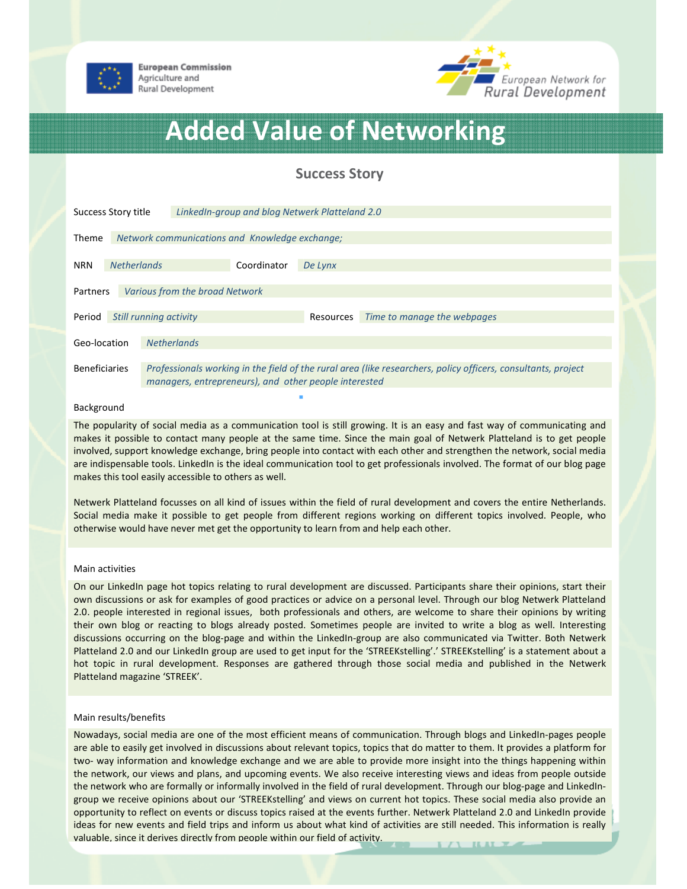European Commission
Agriculture and
Rural Development

European Network for
Rural Development

# Added Value of Networking

## Success Story

Success Story title: *LinkedIn-group and blog Netwerk Platteland 2.0*

Theme: *Network communications and Knowledge exchange;*

NRN: *Netherlands* — Coordinator: *De Lynx*

Partners: *Various from the broad Network*

Period: *Still running activity* — Resources: *Time to manage the webpages*

Geo-location: *Netherlands*

Beneficiaries: *Professionals working in the field of the rural area (like researchers, policy officers, consultants, project managers, entrepreneurs), and other people interested*

### Background

The popularity of social media as a communication tool is still growing. It is an easy and fast way of communicating and makes it possible to contact many people at the same time. Since the main goal of Netwerk Platteland is to get people involved, support knowledge exchange, bring people into contact with each other and strengthen the network, social media are indispensable tools. LinkedIn is the ideal communication tool to get professionals involved. The format of our blog page makes this tool easily accessible to others as well.

Netwerk Platteland focusses on all kind of issues within the field of rural development and covers the entire Netherlands. Social media make it possible to get people from different regions working on different topics involved. People, who otherwise would have never met get the opportunity to learn from and help each other.

### Main activities

On our LinkedIn page hot topics relating to rural development are discussed. Participants share their opinions, start their own discussions or ask for examples of good practices or advice on a personal level. Through our blog Netwerk Platteland 2.0. people interested in regional issues, both professionals and others, are welcome to share their opinions by writing their own blog or reacting to blogs already posted. Sometimes people are invited to write a blog as well. Interesting discussions occurring on the blog-page and within the LinkedIn-group are also communicated via Twitter. Both Netwerk Platteland 2.0 and our LinkedIn group are used to get input for the 'STREEKstelling'.' STREEKstelling' is a statement about a hot topic in rural development. Responses are gathered through those social media and published in the Netwerk Platteland magazine 'STREEK'.

### Main results/benefits

Nowadays, social media are one of the most efficient means of communication. Through blogs and LinkedIn-pages people are able to easily get involved in discussions about relevant topics, topics that do matter to them. It provides a platform for two- way information and knowledge exchange and we are able to provide more insight into the things happening within the network, our views and plans, and upcoming events. We also receive interesting views and ideas from people outside the network who are formally or informally involved in the field of rural development. Through our blog-page and LinkedIn-group we receive opinions about our 'STREEKstelling' and views on current hot topics. These social media also provide an opportunity to reflect on events or discuss topics raised at the events further. Netwerk Platteland 2.0 and LinkedIn provide ideas for new events and field trips and inform us about what kind of activities are still needed. This information is really valuable, since it derives directly from people within our field of activity.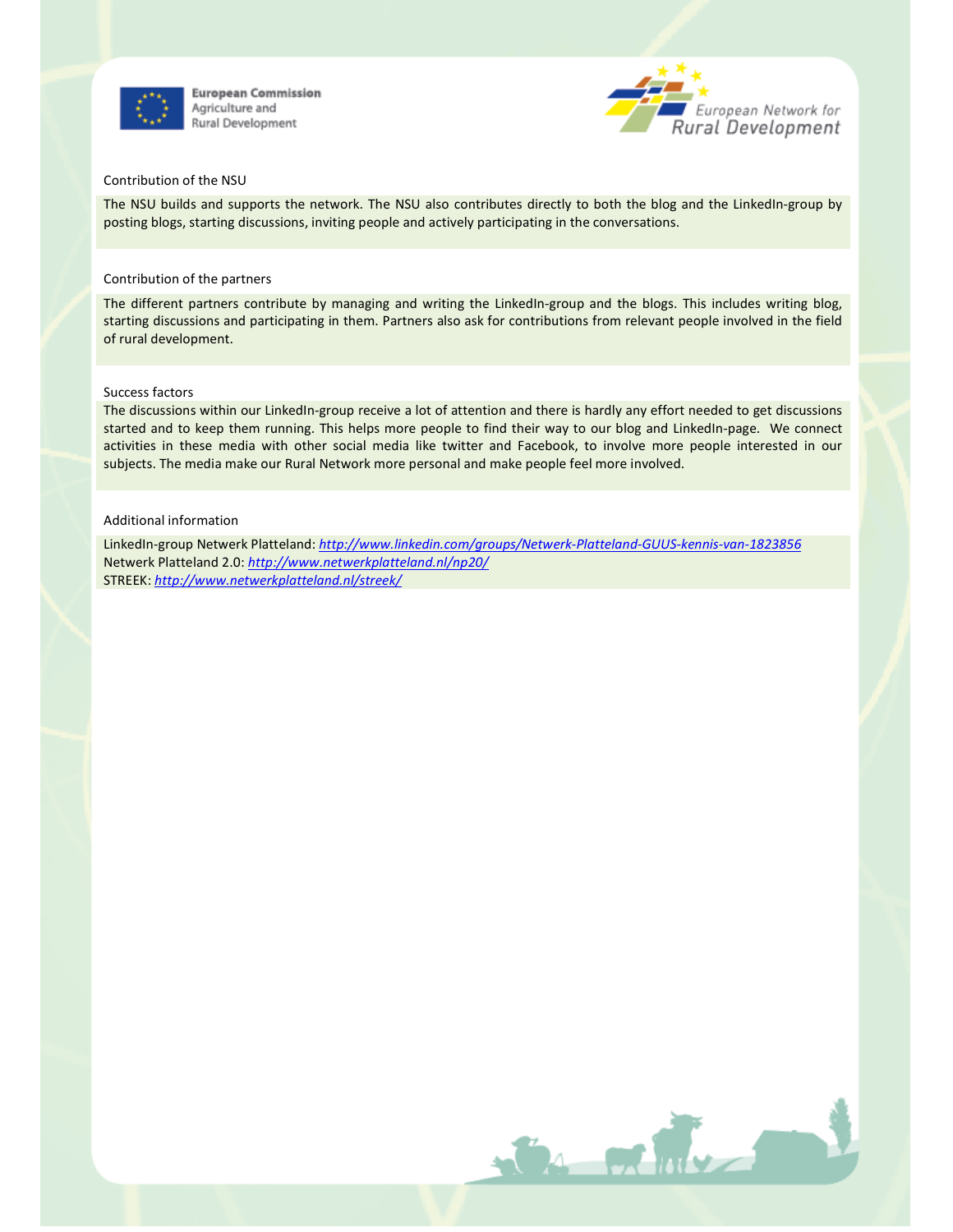### Contribution of the NSU

The NSU builds and supports the network. The NSU also contributes directly to both the blog and the LinkedIn-group by posting blogs, starting discussions, inviting people and actively participating in the conversations.

### Contribution of the partners

The different partners contribute by managing and writing the LinkedIn-group and the blogs. This includes writing blog, starting discussions and participating in them. Partners also ask for contributions from relevant people involved in the field of rural development.

### Success factors

The discussions within our LinkedIn-group receive a lot of attention and there is hardly any effort needed to get discussions started and to keep them running. This helps more people to find their way to our blog and LinkedIn-page. We connect activities in these media with other social media like twitter and Facebook, to involve more people interested in our subjects. The media make our Rural Network more personal and make people feel more involved.

### Additional information

LinkedIn-group Netwerk Platteland: *http://www.linkedin.com/groups/Netwerk-Platteland-GUUS-kennis-van-1823856*
Netwerk Platteland 2.0: *http://www.netwerkplatteland.nl/np20/*
STREEK: *http://www.netwerkplatteland.nl/streek/*